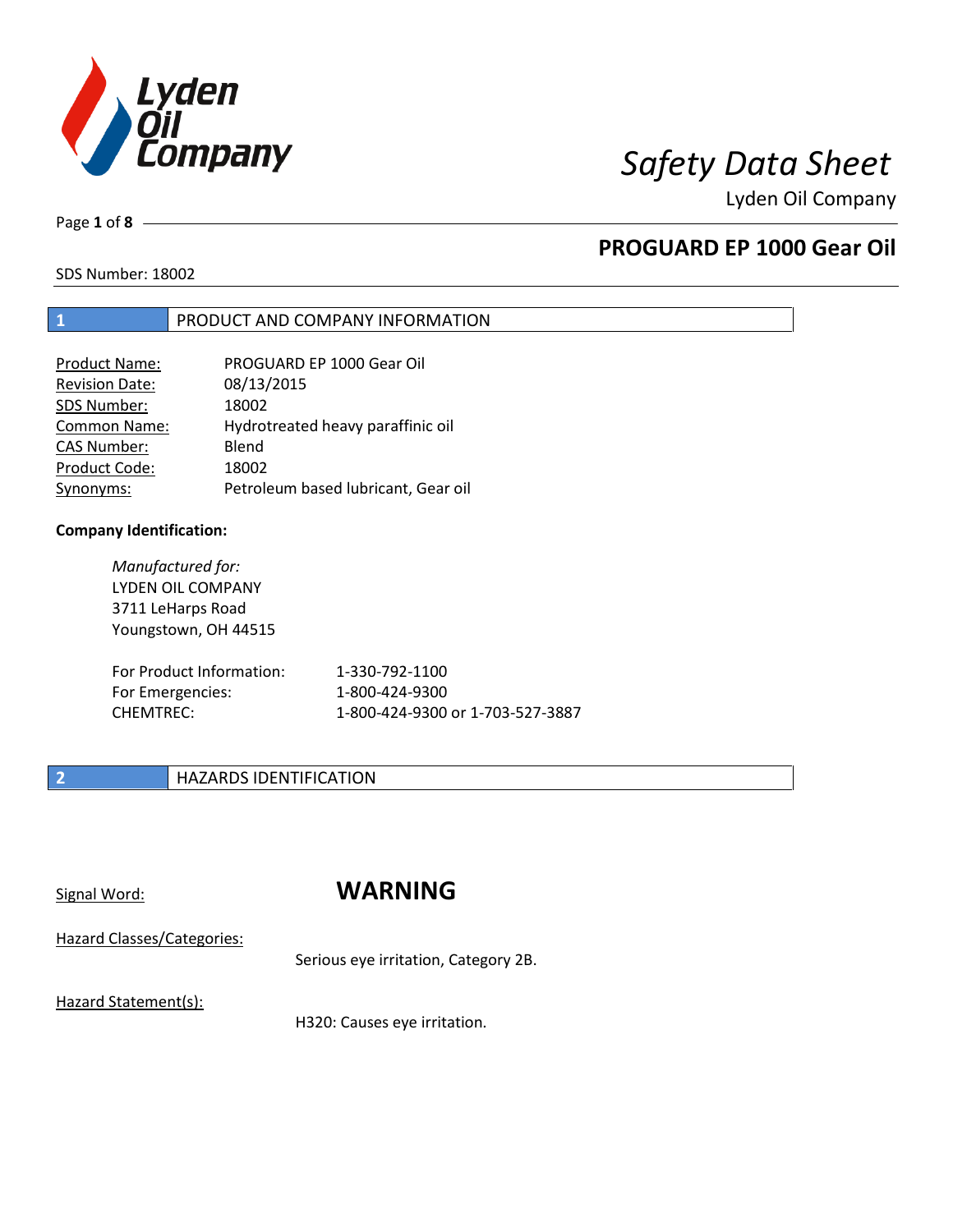# Safety Data Sheet

Lyden Oil Company

## PROGUARD EP 1000 Gear Oil

SDS Number: 18002

## 1 PRODUCT AND COMPANY INFORMATION

| | |
|---|---|
| Product Name: | PROGUARD EP 1000 Gear Oil |
| Revision Date: | 08/13/2015 |
| SDS Number: | 18002 |
| Common Name: | Hydrotreated heavy paraffinic oil |
| CAS Number: | Blend |
| Product Code: | 18002 |
| Synonyms: | Petroleum based lubricant, Gear oil |

**Company Identification:**

*Manufactured for:*
LYDEN OIL COMPANY
3711 LeHarps Road
Youngstown, OH 44515

| | |
|---|---|
| For Product Information: | 1-330-792-1100 |
| For Emergencies: | 1-800-424-9300 |
| CHEMTREC: | 1-800-424-9300 or 1-703-527-3887 |

## 2 HAZARDS IDENTIFICATION

Signal Word: **WARNING**

Hazard Classes/Categories:

Serious eye irritation, Category 2B.

Hazard Statement(s):

H320: Causes eye irritation.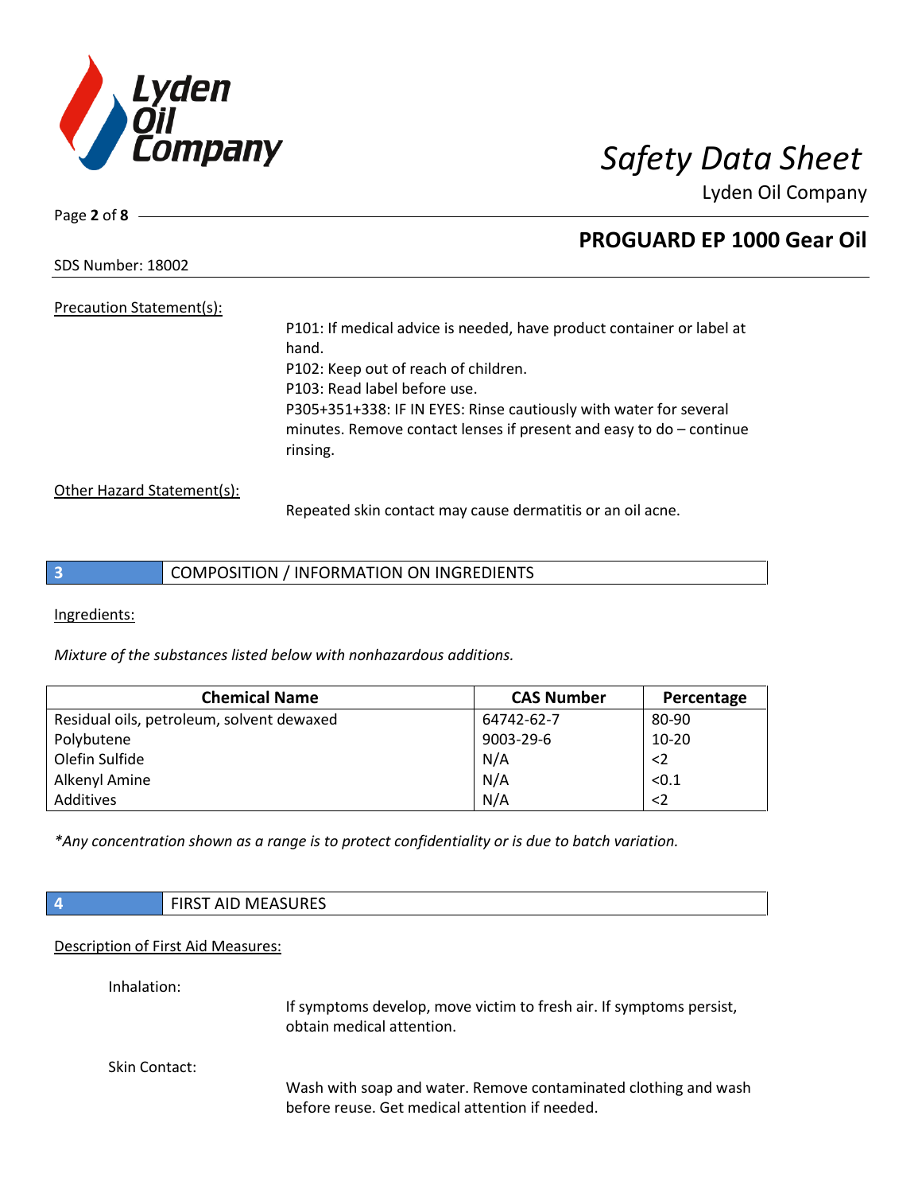Precation Statement(s):

P101: If medical advice is needed, have product container or label at hand.
P102: Keep out of reach of children.
P103: Read label before use.
P305+351+338: IF IN EYES: Rinse cautiously with water for several minutes. Remove contact lenses if present and easy to do – continue rinsing.

Other Hazard Statement(s):

Repeated skin contact may cause dermatitis or an oil acne.

## 3 COMPOSITION / INFORMATION ON INGREDIENTS

Ingredients:

*Mixture of the substances listed below with nonhazardous additions.*

| Chemical Name | CAS Number | Percentage |
|---|---|---|
| Residual oils, petroleum, solvent dewaxed | 64742-62-7 | 80-90 |
| Polybutene | 9003-29-6 | 10-20 |
| Olefin Sulfide | N/A | <2 |
| Alkenyl Amine | N/A | <0.1 |
| Additives | N/A | <2 |

*\*Any concentration shown as a range is to protect confidentiality or is due to batch variation.*

## 4 FIRST AID MEASURES

Description of First Aid Measures:

Inhalation:

If symptoms develop, move victim to fresh air. If symptoms persist, obtain medical attention.

Skin Contact:

Wash with soap and water. Remove contaminated clothing and wash before reuse. Get medical attention if needed.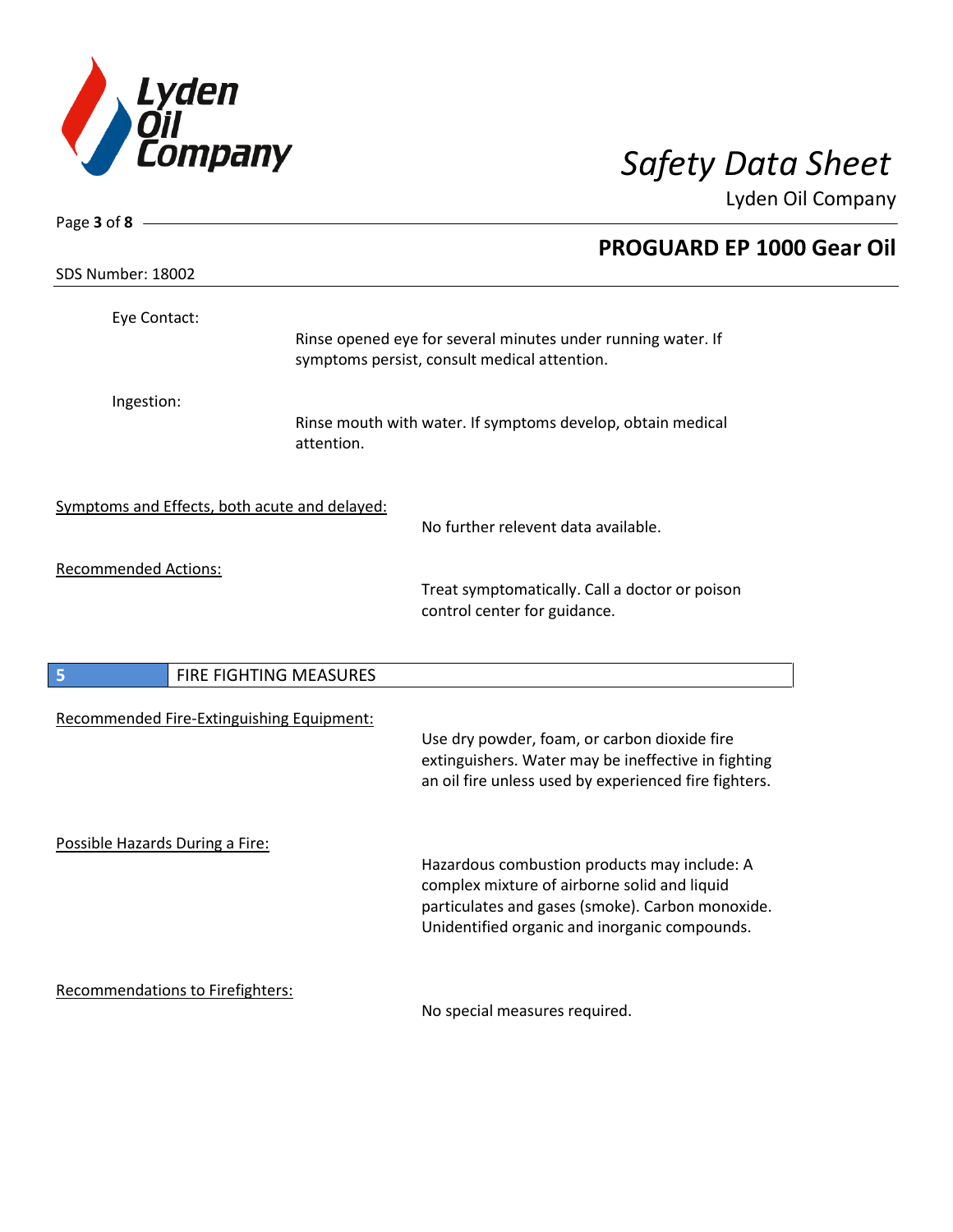Eye Contact:

Rinse opened eye for several minutes under running water. If symptoms persist, consult medical attention.

Ingestion:

Rinse mouth with water. If symptoms develop, obtain medical attention.

Symptoms and Effects, both acute and delayed:

No further relevent data available.

Recommended Actions:

Treat symptomatically. Call a doctor or poison control center for guidance.

## 5 FIRE FIGHTING MEASURES

Recommended Fire-Extinguishing Equipment:

Use dry powder, foam, or carbon dioxide fire extinguishers. Water may be ineffective in fighting an oil fire unless used by experienced fire fighters.

Possible Hazards During a Fire:

Hazardous combustion products may include: A complex mixture of airborne solid and liquid particulates and gases (smoke). Carbon monoxide. Unidentified organic and inorganic compounds.

Recommendations to Firefighters:

No special measures required.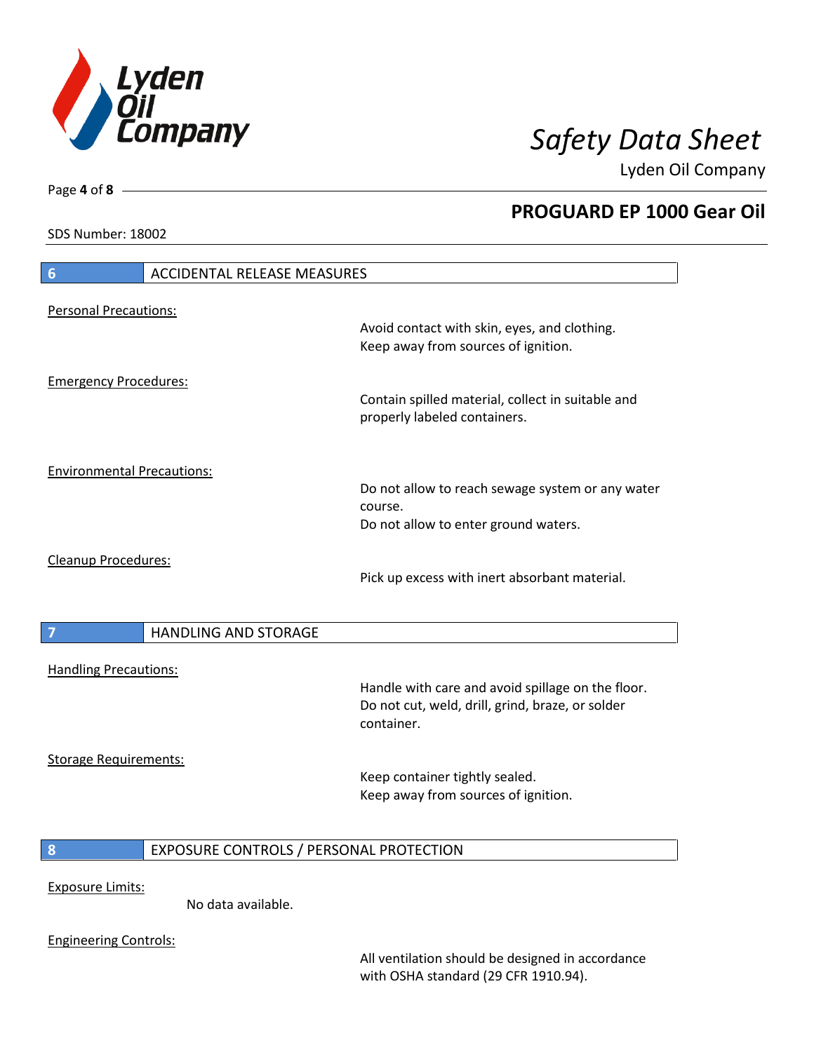## 6 ACCIDENTAL RELEASE MEASURES

Personal Precautions:

Avoid contact with skin, eyes, and clothing.
Keep away from sources of ignition.

Emergency Procedures:

Contain spilled material, collect in suitable and properly labeled containers.

Environmental Precautions:

Do not allow to reach sewage system or any water course.
Do not allow to enter ground waters.

Cleanup Procedures:

Pick up excess with inert absorbant material.

## 7 HANDLING AND STORAGE

Handling Precautions:

Handle with care and avoid spillage on the floor.
Do not cut, weld, drill, grind, braze, or solder container.

Storage Requirements:

Keep container tightly sealed.
Keep away from sources of ignition.

## 8 EXPOSURE CONTROLS / PERSONAL PROTECTION

Exposure Limits:

No data available.

Engineering Controls:

All ventilation should be designed in accordance with OSHA standard (29 CFR 1910.94).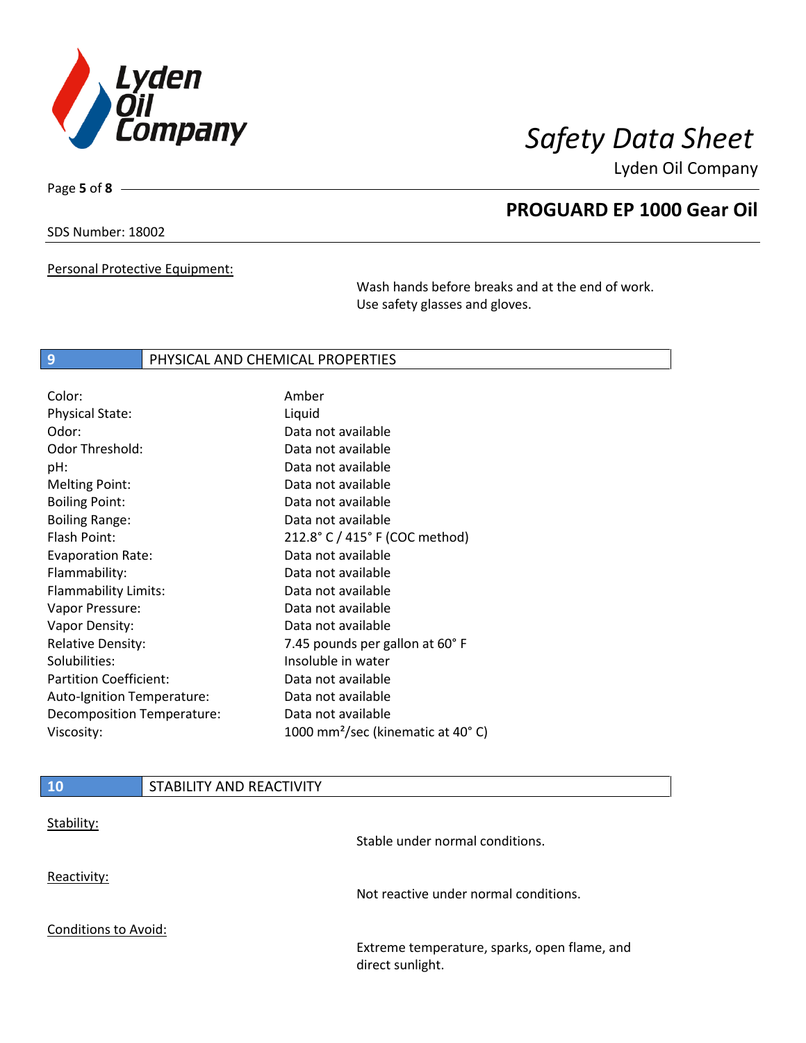Personal Protective Equipment:

Wash hands before breaks and at the end of work. Use safety glasses and gloves.

## 9 PHYSICAL AND CHEMICAL PROPERTIES

| | |
|---|---|
| Color: | Amber |
| Physical State: | Liquid |
| Odor: | Data not available |
| Odor Threshold: | Data not available |
| pH: | Data not available |
| Melting Point: | Data not available |
| Boiling Point: | Data not available |
| Boiling Range: | Data not available |
| Flash Point: | 212.8° C / 415° F (COC method) |
| Evaporation Rate: | Data not available |
| Flammability: | Data not available |
| Flammability Limits: | Data not available |
| Vapor Pressure: | Data not available |
| Vapor Density: | Data not available |
| Relative Density: | 7.45 pounds per gallon at 60° F |
| Solubilities: | Insoluble in water |
| Partition Coefficient: | Data not available |
| Auto-Ignition Temperature: | Data not available |
| Decomposition Temperature: | Data not available |
| Viscosity: | 1000 $mm^2$/sec (kinematic at 40° C) |

## 10 STABILITY AND REACTIVITY

Stability:

Stable under normal conditions.

Reactivity:

Not reactive under normal conditions.

Conditions to Avoid:

Extreme temperature, sparks, open flame, and direct sunlight.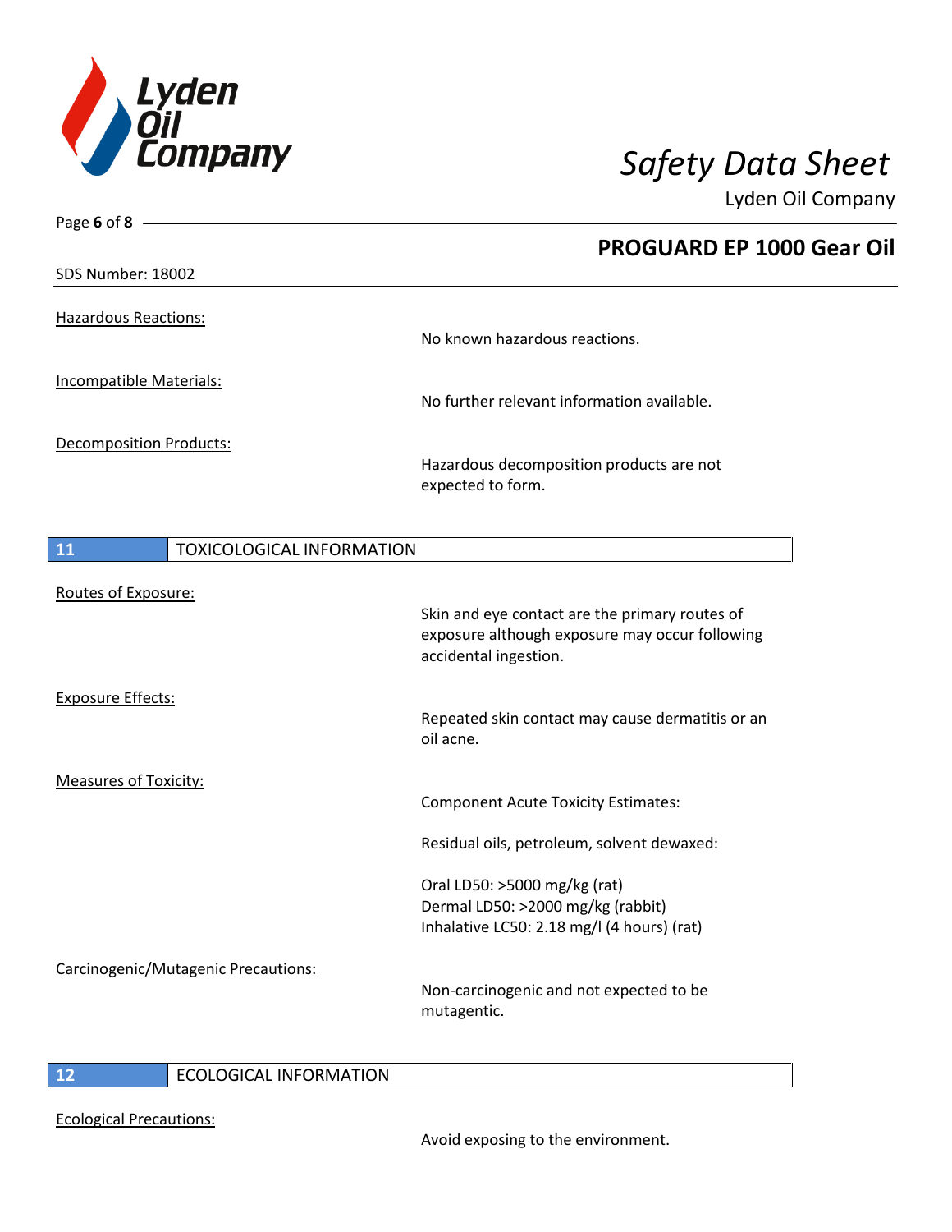Hazardous Reactions:

No known hazardous reactions.

Incompatible Materials:

No further relevant information available.

Decomposition Products:

Hazardous decomposition products are not expected to form.

## 11 TOXICOLOGICAL INFORMATION

Routes of Exposure:

Skin and eye contact are the primary routes of exposure although exposure may occur following accidental ingestion.

Exposure Effects:

Repeated skin contact may cause dermatitis or an oil acne.

Measures of Toxicity:

Component Acute Toxicity Estimates:

Residual oils, petroleum, solvent dewaxed:

Oral LD50: >5000 mg/kg (rat)
Dermal LD50: >2000 mg/kg (rabbit)
Inhalative LC50: 2.18 mg/l (4 hours) (rat)

Carcinogenic/Mutagenic Precautions:

Non-carcinogenic and not expected to be mutagentic.

## 12 ECOLOGICAL INFORMATION

Ecological Precautions:

Avoid exposing to the environment.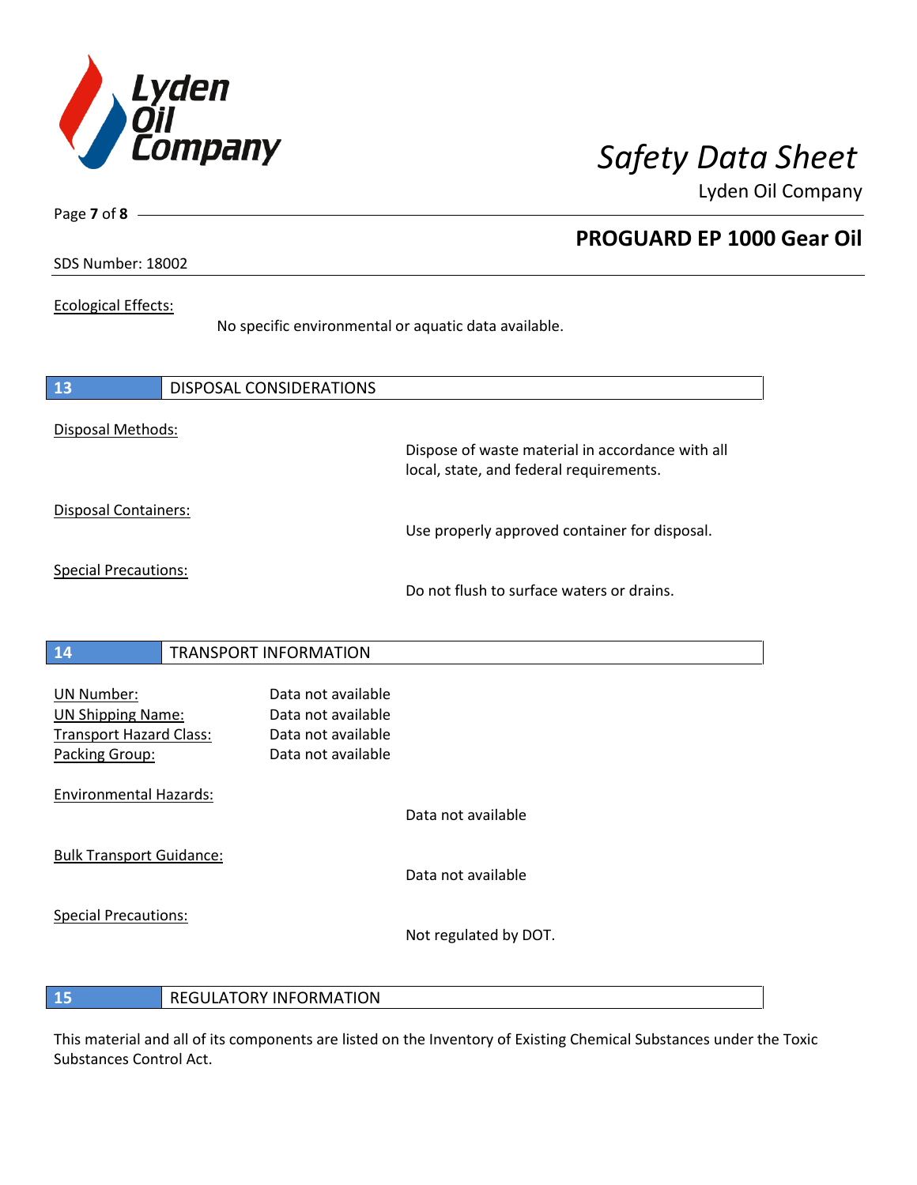Ecological Effects:

No specific environmental or aquatic data available.

## 13 DISPOSAL CONSIDERATIONS

Disposal Methods:

Dispose of waste material in accordance with all local, state, and federal requirements.

Disposal Containers:

Use properly approved container for disposal.

Special Precautions:

Do not flush to surface waters or drains.

## 14 TRANSPORT INFORMATION

UN Number: Data not available
UN Shipping Name: Data not available
Transport Hazard Class: Data not available
Packing Group: Data not available

Environmental Hazards:

Data not available

Bulk Transport Guidance:

Data not available

Special Precautions:

Not regulated by DOT.

## 15 REGULATORY INFORMATION

This material and all of its components are listed on the Inventory of Existing Chemical Substances under the Toxic Substances Control Act.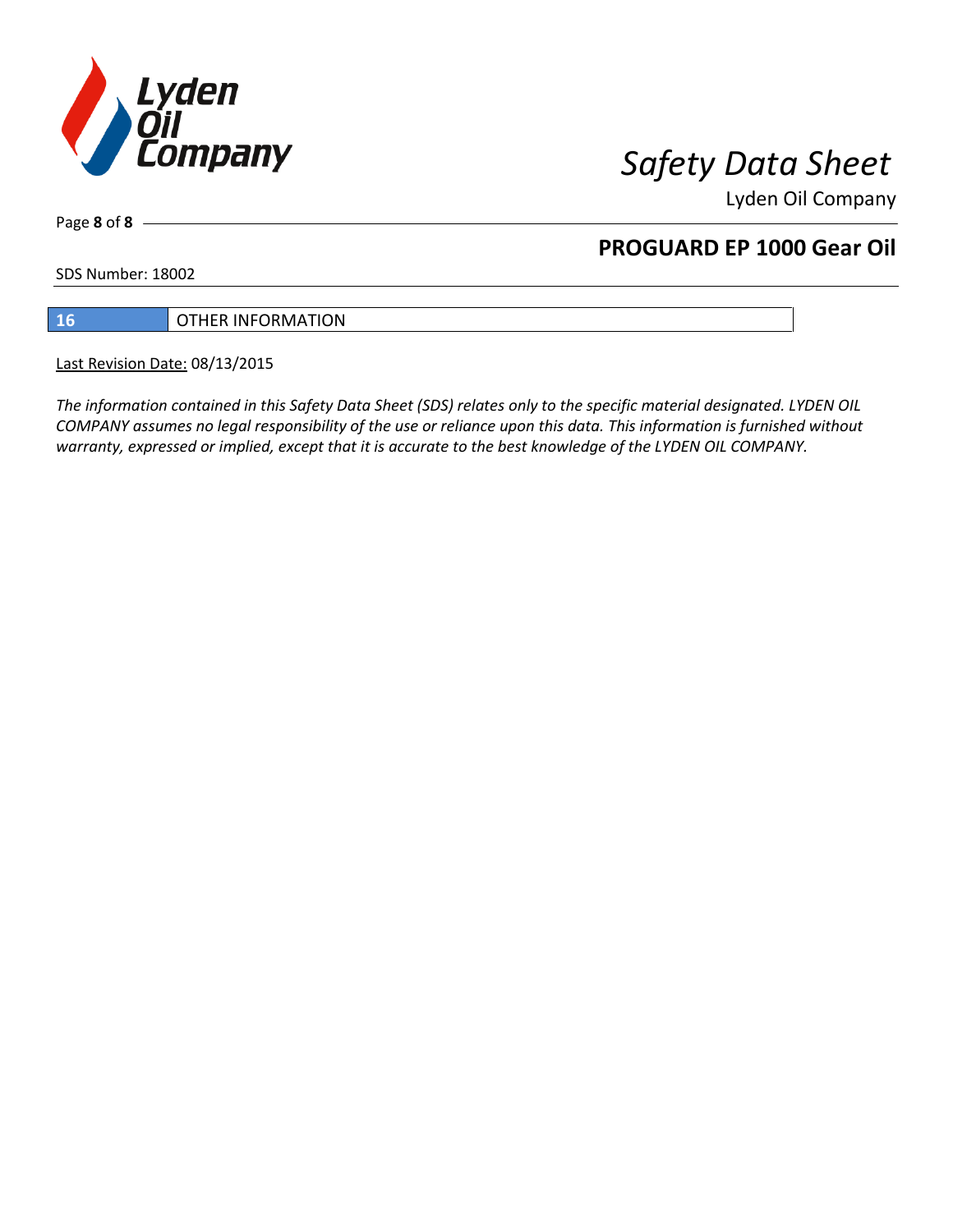## 16 OTHER INFORMATION

Last Revision Date: 08/13/2015

*The information contained in this Safety Data Sheet (SDS) relates only to the specific material designated. LYDEN OIL COMPANY assumes no legal responsibility of the use or reliance upon this data. This information is furnished without warranty, expressed or implied, except that it is accurate to the best knowledge of the LYDEN OIL COMPANY.*